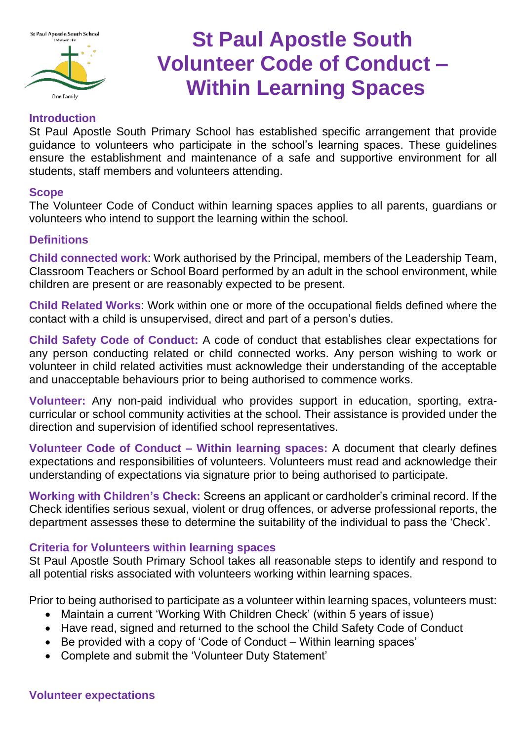# St Paul Apostle South Volunteer Code of Conduct – Within Learning Spaces

## Introduction

St Paul Apostle South Primary School has established specific arrangement that provide guidance to volunteers who participate in the school's learning spaces. These guidelines ensure the establishment and maintenance of a safe and supportive environment for all students, staff members and volunteers attending.

## Scope

The Volunteer Code of Conduct within learning spaces applies to all parents, guardians or volunteers who intend to support the learning within the school.

## Definitions

**Child connected work**: Work authorised by the Principal, members of the Leadership Team, Classroom Teachers or School Board performed by an adult in the school environment, while children are present or are reasonably expected to be present.

**Child Related Works**: Work within one or more of the occupational fields defined where the contact with a child is unsupervised, direct and part of a person's duties.

**Child Safety Code of Conduct:** A code of conduct that establishes clear expectations for any person conducting related or child connected works. Any person wishing to work or volunteer in child related activities must acknowledge their understanding of the acceptable and unacceptable behaviours prior to being authorised to commence works.

**Volunteer:** Any non-paid individual who provides support in education, sporting, extra-curricular or school community activities at the school. Their assistance is provided under the direction and supervision of identified school representatives.

**Volunteer Code of Conduct – Within learning spaces:** A document that clearly defines expectations and responsibilities of volunteers. Volunteers must read and acknowledge their understanding of expectations via signature prior to being authorised to participate.

**Working with Children's Check:** Screens an applicant or cardholder's criminal record. If the Check identifies serious sexual, violent or drug offences, or adverse professional reports, the department assesses these to determine the suitability of the individual to pass the 'Check'.

## Criteria for Volunteers within learning spaces

St Paul Apostle South Primary School takes all reasonable steps to identify and respond to all potential risks associated with volunteers working within learning spaces.

Prior to being authorised to participate as a volunteer within learning spaces, volunteers must:

- Maintain a current 'Working With Children Check' (within 5 years of issue)
- Have read, signed and returned to the school the Child Safety Code of Conduct
- Be provided with a copy of 'Code of Conduct – Within learning spaces'
- Complete and submit the 'Volunteer Duty Statement'

## Volunteer expectations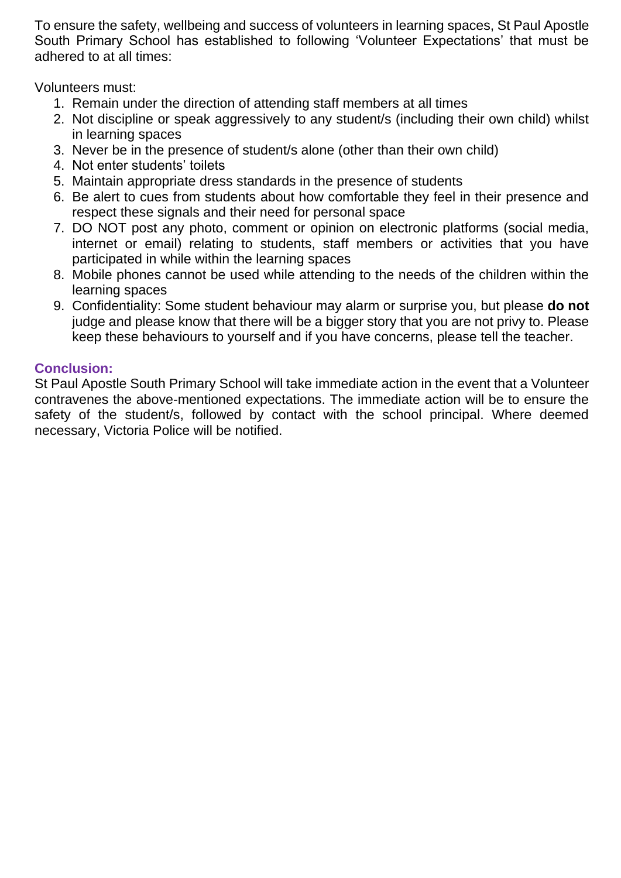To ensure the safety, wellbeing and success of volunteers in learning spaces, St Paul Apostle South Primary School has established to following 'Volunteer Expectations' that must be adhered to at all times:

Volunteers must:

1. Remain under the direction of attending staff members at all times
2. Not discipline or speak aggressively to any student/s (including their own child) whilst in learning spaces
3. Never be in the presence of student/s alone (other than their own child)
4. Not enter students' toilets
5. Maintain appropriate dress standards in the presence of students
6. Be alert to cues from students about how comfortable they feel in their presence and respect these signals and their need for personal space
7. DO NOT post any photo, comment or opinion on electronic platforms (social media, internet or email) relating to students, staff members or activities that you have participated in while within the learning spaces
8. Mobile phones cannot be used while attending to the needs of the children within the learning spaces
9. Confidentiality: Some student behaviour may alarm or surprise you, but please **do not** judge and please know that there will be a bigger story that you are not privy to. Please keep these behaviours to yourself and if you have concerns, please tell the teacher.

**Conclusion:**

St Paul Apostle South Primary School will take immediate action in the event that a Volunteer contravenes the above-mentioned expectations. The immediate action will be to ensure the safety of the student/s, followed by contact with the school principal. Where deemed necessary, Victoria Police will be notified.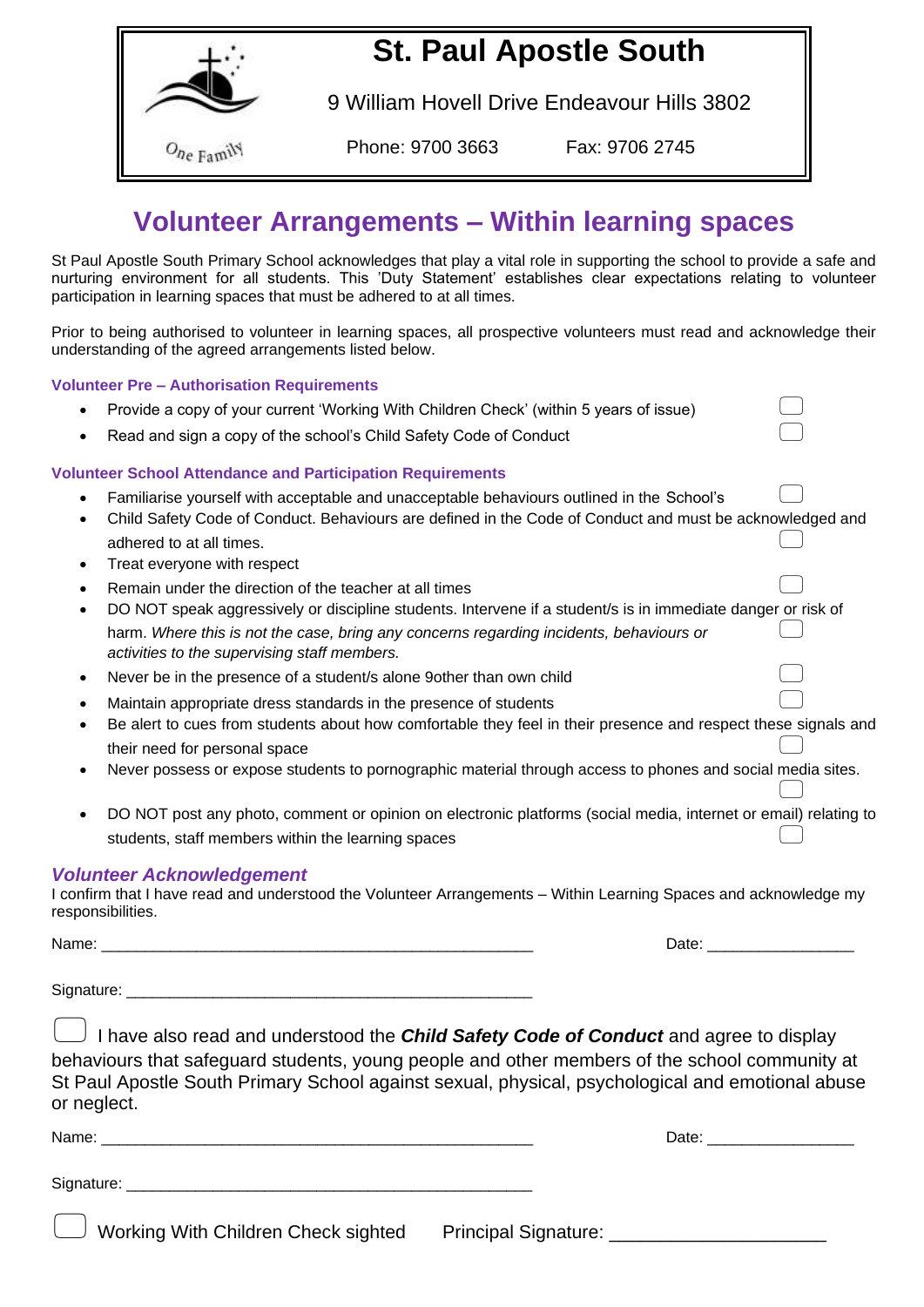# St. Paul Apostle South

9 William Hovell Drive Endeavour Hills 3802

Phone: 9700 3663 Fax: 9706 2745

One Family

## Volunteer Arrangements – Within learning spaces

St Paul Apostle South Primary School acknowledges that play a vital role in supporting the school to provide a safe and nurturing environment for all students. This 'Duty Statement' establishes clear expectations relating to volunteer participation in learning spaces that must be adhered to at all times.

Prior to being authorised to volunteer in learning spaces, all prospective volunteers must read and acknowledge their understanding of the agreed arrangements listed below.

### Volunteer Pre – Authorisation Requirements

- Provide a copy of your current 'Working With Children Check' (within 5 years of issue) ☐
- Read and sign a copy of the school's Child Safety Code of Conduct ☐

### Volunteer School Attendance and Participation Requirements

- Familiarise yourself with acceptable and unacceptable behaviours outlined in the School's ☐
- Child Safety Code of Conduct. Behaviours are defined in the Code of Conduct and must be acknowledged and adhered to at all times. ☐
- Treat everyone with respect
- Remain under the direction of the teacher at all times ☐
- DO NOT speak aggressively or discipline students. Intervene if a student/s is in immediate danger or risk of harm. *Where this is not the case, bring any concerns regarding incidents, behaviours or activities to the supervising staff members.* ☐
- Never be in the presence of a student/s alone 9other than own child ☐
- Maintain appropriate dress standards in the presence of students ☐
- Be alert to cues from students about how comfortable they feel in their presence and respect these signals and their need for personal space ☐
- Never possess or expose students to pornographic material through access to phones and social media sites. ☐
- DO NOT post any photo, comment or opinion on electronic platforms (social media, internet or email) relating to students, staff members within the learning spaces ☐

### *Volunteer Acknowledgement*

I confirm that I have read and understood the Volunteer Arrangements – Within Learning Spaces and acknowledge my responsibilities.

Name: _______________________________________________ Date: ________________

Signature: ____________________________________________

☐ I have also read and understood the ***Child Safety Code of Conduct*** and agree to display behaviours that safeguard students, young people and other members of the school community at St Paul Apostle South Primary School against sexual, physical, psychological and emotional abuse or neglect.

Name: _______________________________________________ Date: ________________

Signature: ____________________________________________

☐ Working With Children Check sighted Principal Signature: ____________________